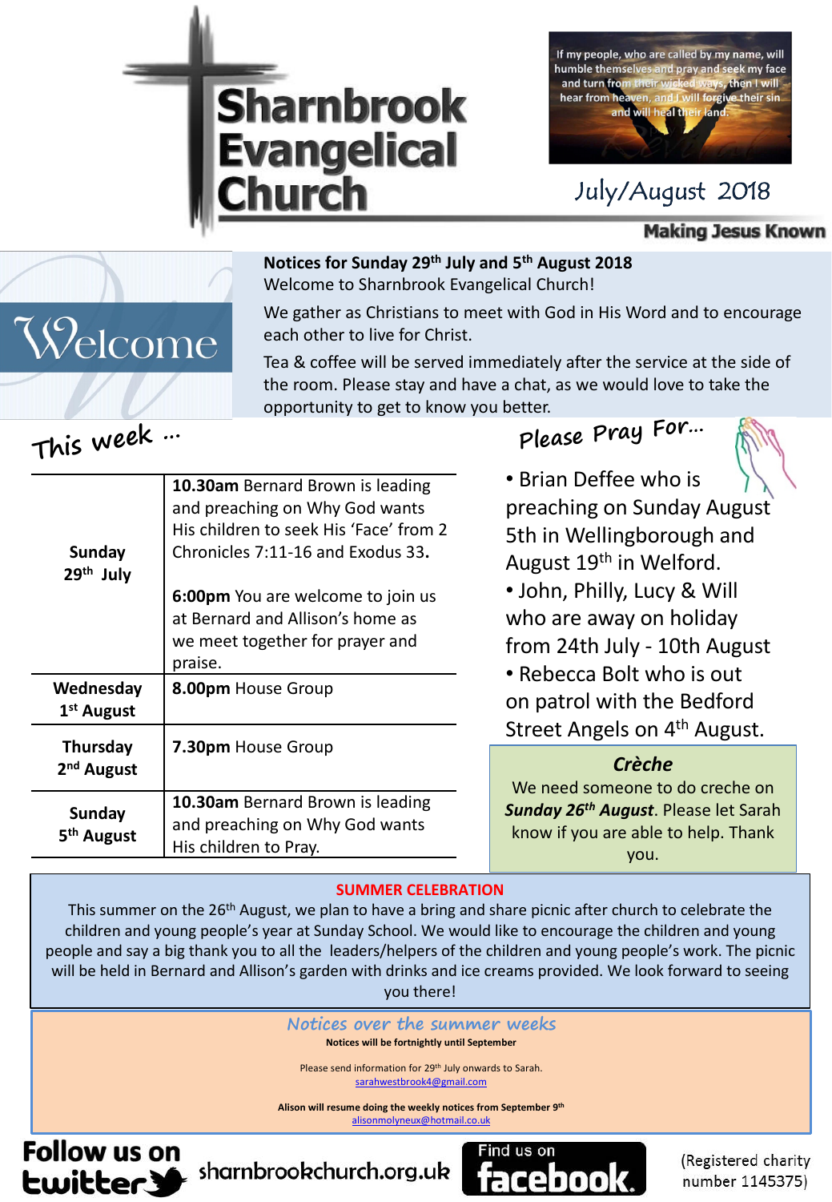# Sharnbrook Evangelical Church

If my people, who are called by my name, will humble themselves and pray and seek my face and turn from their wicked ways, then I will hear from heaven, and I will forgive their sin and will heal their land.

July/August 2018

**Making Jesus Known**

## Welcome

**Notices for Sunday 29th July and 5th August 2018**

Welcome to Sharnbrook Evangelical Church!

We gather as Christians to meet with God in His Word and to encourage each other to live for Christ.

Tea & coffee will be served immediately after the service at the side of the room. Please stay and have a chat, as we would love to take the opportunity to get to know you better.

## This week …

| | |
|---|---|
| **Sunday 29th July** | **10.30am** Bernard Brown is leading and preaching on Why God wants His children to seek His 'Face' from 2 Chronicles 7:11-16 and Exodus 33. **6:00pm** You are welcome to join us at Bernard and Allison's home as we meet together for prayer and praise. |
| **Wednesday 1st August** | **8.00pm** House Group |
| **Thursday 2nd August** | **7.30pm** House Group |
| **Sunday 5th August** | **10.30am** Bernard Brown is leading and preaching on Why God wants His children to Pray. |

## Please Pray For…

- Brian Deffee who is preaching on Sunday August 5th in Wellingborough and August 19th in Welford.
- John, Philly, Lucy & Will who are away on holiday from 24th July - 10th August
- Rebecca Bolt who is out on patrol with the Bedford Street Angels on 4th August.

### *Crèche*

We need someone to do creche on ***Sunday 26th August***. Please let Sarah know if you are able to help. Thank you.

### SUMMER CELEBRATION

This summer on the 26th August, we plan to have a bring and share picnic after church to celebrate the children and young people's year at Sunday School. We would like to encourage the children and young people and say a big thank you to all the leaders/helpers of the children and young people's work. The picnic will be held in Bernard and Allison's garden with drinks and ice creams provided. We look forward to seeing you there!

### *Notices over the summer weeks*

**Notices will be fortnightly until September**

Please send information for 29th July onwards to Sarah.
sarahwestbrook4@gmail.com

**Alison will resume doing the weekly notices from September 9th**
alisonmolyneux@hotmail.co.uk

Follow us on twitter — sharnbrookchurch.org.uk — Find us on facebook

(Registered charity number 1145375)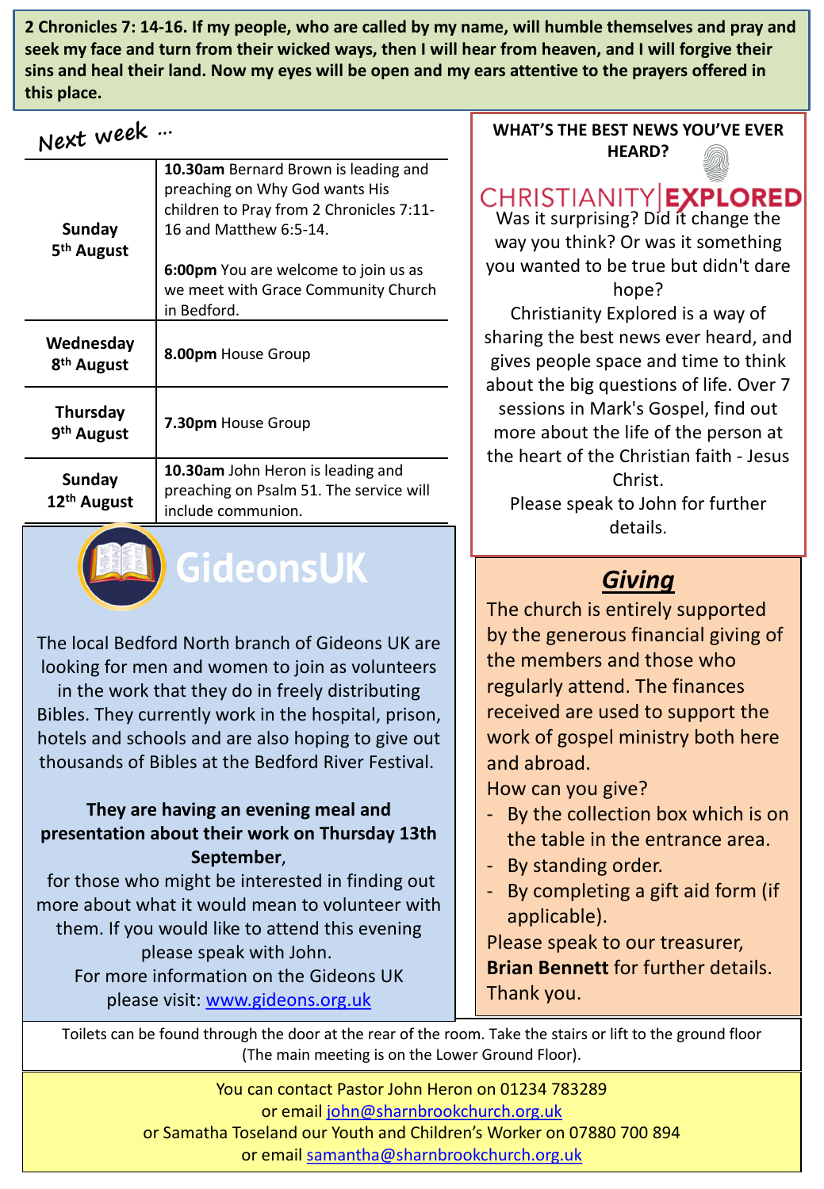**2 Chronicles 7: 14-16. If my people, who are called by my name, will humble themselves and pray and seek my face and turn from their wicked ways, then I will hear from heaven, and I will forgive their sins and heal their land. Now my eyes will be open and my ears attentive to the prayers offered in this place.**

## Next week …

| | |
|---|---|
| **Sunday 5th August** | **10.30am** Bernard Brown is leading and preaching on Why God wants His children to Pray from 2 Chronicles 7:11-16 and Matthew 6:5-14.<br><br>**6:00pm** You are welcome to join us as we meet with Grace Community Church in Bedford. |
| **Wednesday 8th August** | **8.00pm** House Group |
| **Thursday 9th August** | **7.30pm** House Group |
| **Sunday 12th August** | **10.30am** John Heron is leading and preaching on Psalm 51. The service will include communion. |

## GideonsUK

The local Bedford North branch of Gideons UK are looking for men and women to join as volunteers in the work that they do in freely distributing Bibles. They currently work in the hospital, prison, hotels and schools and are also hoping to give out thousands of Bibles at the Bedford River Festival.

**They are having an evening meal and presentation about their work on Thursday 13th September**, for those who might be interested in finding out more about what it would mean to volunteer with them. If you would like to attend this evening please speak with John.

For more information on the Gideons UK please visit: www.gideons.org.uk

## WHAT'S THE BEST NEWS YOU'VE EVER HEARD?

CHRISTIANITY | EXPLORED

Was it surprising? Did it change the way you think? Or was it something you wanted to be true but didn't dare hope?

Christianity Explored is a way of sharing the best news ever heard, and gives people space and time to think about the big questions of life. Over 7 sessions in Mark's Gospel, find out more about the life of the person at the heart of the Christian faith - Jesus Christ.

Please speak to John for further details.

## *Giving*

The church is entirely supported by the generous financial giving of the members and those who regularly attend. The finances received are used to support the work of gospel ministry both here and abroad.

How can you give?

- By the collection box which is on the table in the entrance area.
- By standing order.
- By completing a gift aid form (if applicable).

Please speak to our treasurer, **Brian Bennett** for further details.

Thank you.

Toilets can be found through the door at the rear of the room. Take the stairs or lift to the ground floor (The main meeting is on the Lower Ground Floor).

You can contact Pastor John Heron on 01234 783289
or email john@sharnbrookchurch.org.uk
or Samatha Toseland our Youth and Children's Worker on 07880 700 894
or email samantha@sharnbrookchurch.org.uk